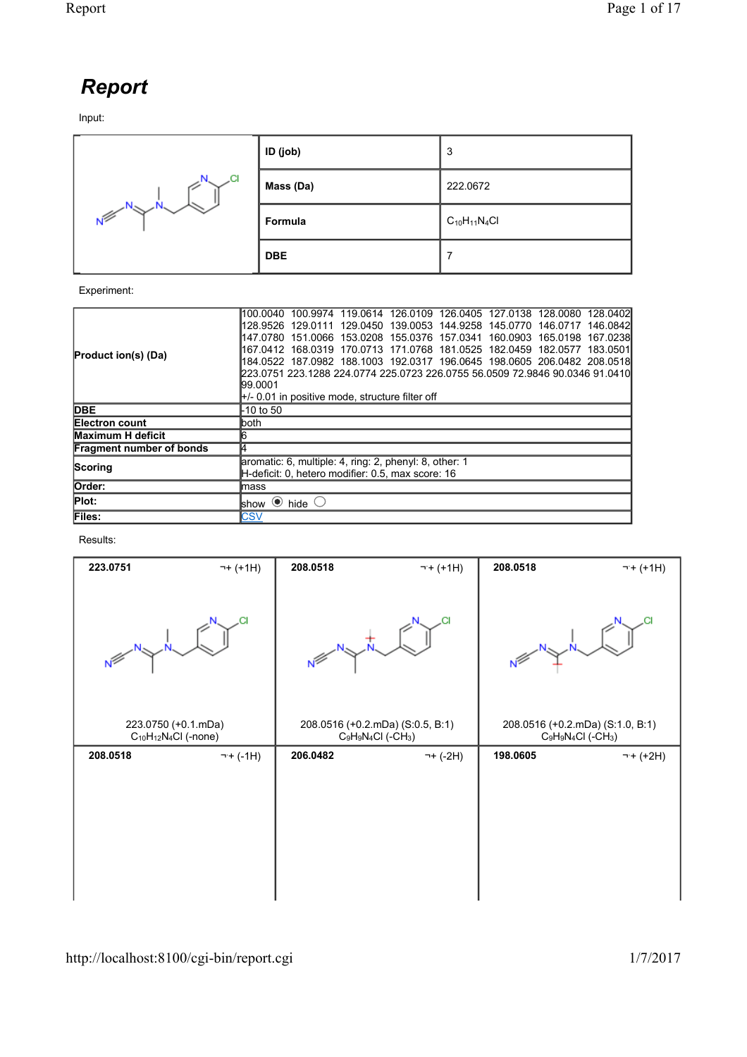# Report

Input:

| | | |
|---|---|---|
| | **ID (job)** | 3 |
| | **Mass (Da)** | 222.0672 |
| | **Formula** | $C_{10}H_{11}N_4Cl$ |
| | **DBE** | 7 |

Experiment:

| | |
|---|---|
| **Product ion(s) (Da)** | 100.0040 100.9974 119.0614 126.0109 126.0405 127.0138 128.0080 128.0402 128.9526 129.0111 129.0450 139.0053 144.9258 145.0770 146.0717 146.0842 147.0780 151.0066 153.0208 155.0376 157.0341 160.0903 165.0198 167.0238 167.0412 168.0319 170.0713 171.0768 181.0525 182.0459 182.0577 183.0501 184.0522 187.0982 188.1003 192.0317 196.0645 198.0605 206.0482 208.0518 223.0751 223.1288 224.0774 225.0723 226.0755 56.0509 72.9846 90.0346 91.0410 99.0001<br>+/- 0.01 in positive mode, structure filter off |
| **DBE** | -10 to 50 |
| **Electron count** | both |
| **Maximum H deficit** | 6 |
| **Fragment number of bonds** | 4 |
| **Scoring** | aromatic: 6, multiple: 4, ring: 2, phenyl: 8, other: 1<br>H-deficit: 0, hetero modifier: 0.5, max score: 16 |
| **Order:** | mass |
| **Plot:** | show ◉ hide ○ |
| **Files:** | CSV |

Results:

| | | |
|---|---|---|
| **223.0751** ¬+ (+1H)<br><br>223.0750 (+0.1.mDa)<br>$C_{10}H_{12}N_4Cl$ (-none) | **208.0518** ¬+ (+1H)<br><br>208.0516 (+0.2.mDa) (S:0.5, B:1)<br>$C_9H_9N_4Cl$ (-$CH_3$) | **208.0518** ¬+ (+1H)<br><br>208.0516 (+0.2.mDa) (S:1.0, B:1)<br>$C_9H_9N_4Cl$ (-$CH_3$) |
| **208.0518** ¬+ (-1H) | **206.0482** ¬+ (-2H) | **198.0605** ¬+ (+2H) |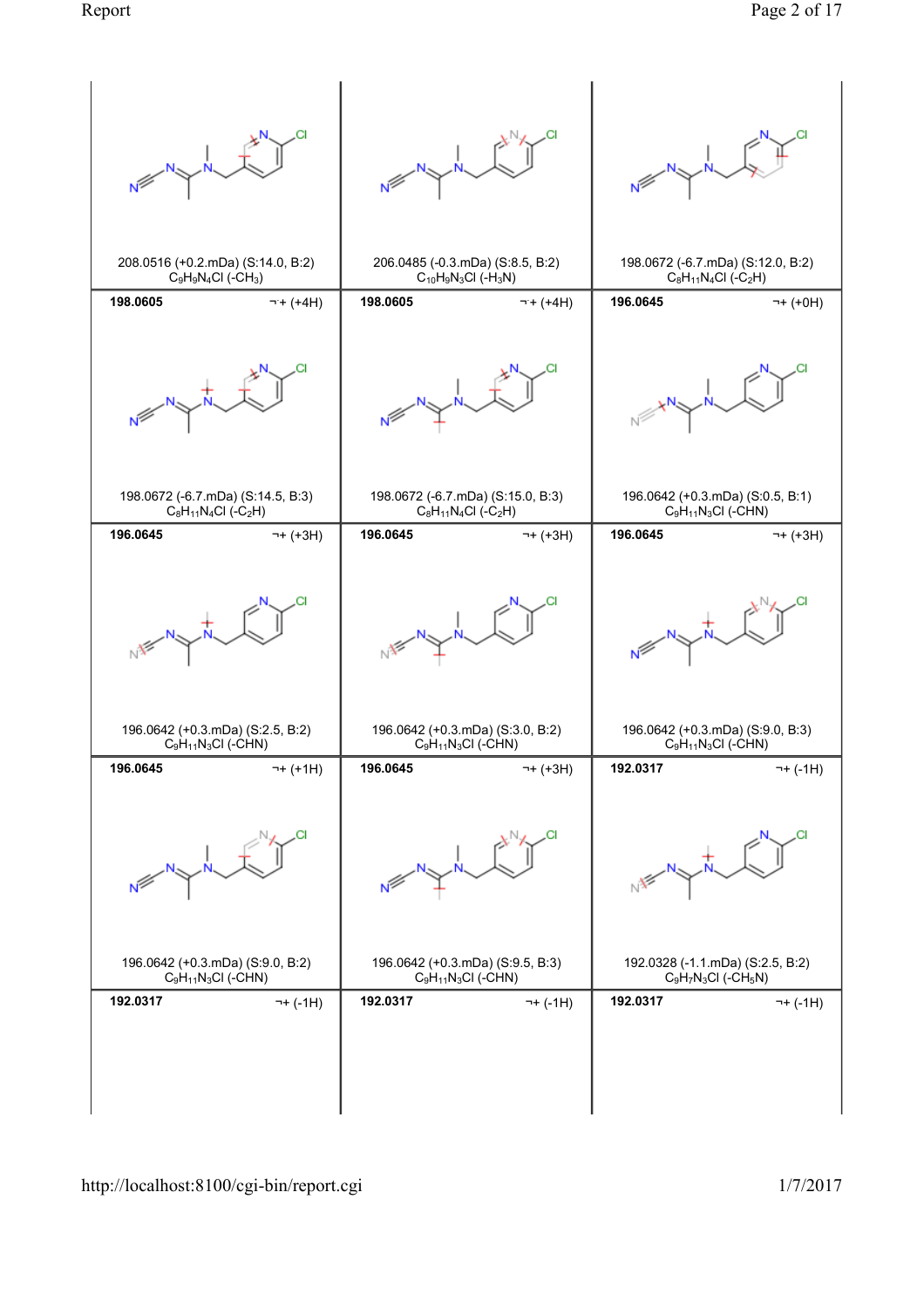| | | |
|---|---|---|
| 208.0516 (+0.2.mDa) (S:14.0, B:2) $C_9H_9N_4Cl$ (-$CH_3$) | 206.0485 (-0.3.mDa) (S:8.5, B:2) $C_{10}H_9N_3Cl$ (-$H_3N$) | 198.0672 (-6.7.mDa) (S:12.0, B:2) $C_8H_{11}N_4Cl$ (-$C_2H$) |
| **198.0605** ¬+ (+4H) | **198.0605** ¬+ (+4H) | **196.0645** ¬+ (+0H) |
| 198.0672 (-6.7.mDa) (S:14.5, B:3) $C_8H_{11}N_4Cl$ (-$C_2H$) | 198.0672 (-6.7.mDa) (S:15.0, B:3) $C_8H_{11}N_4Cl$ (-$C_2H$) | 196.0642 (+0.3.mDa) (S:0.5, B:1) $C_9H_{11}N_3Cl$ (-CHN) |
| **196.0645** ¬+ (+3H) | **196.0645** ¬+ (+3H) | **196.0645** ¬+ (+3H) |
| 196.0642 (+0.3.mDa) (S:2.5, B:2) $C_9H_{11}N_3Cl$ (-CHN) | 196.0642 (+0.3.mDa) (S:3.0, B:2) $C_9H_{11}N_3Cl$ (-CHN) | 196.0642 (+0.3.mDa) (S:9.0, B:3) $C_9H_{11}N_3Cl$ (-CHN) |
| **196.0645** ¬+ (+1H) | **196.0645** ¬+ (+3H) | **192.0317** ¬+ (-1H) |
| 196.0642 (+0.3.mDa) (S:9.0, B:2) $C_9H_{11}N_3Cl$ (-CHN) | 196.0642 (+0.3.mDa) (S:9.5, B:3) $C_9H_{11}N_3Cl$ (-CHN) | 192.0328 (-1.1.mDa) (S:2.5, B:2) $C_9H_7N_3Cl$ (-$CH_5N$) |
| **192.0317** ¬+ (-1H) | **192.0317** ¬+ (-1H) | **192.0317** ¬+ (-1H) |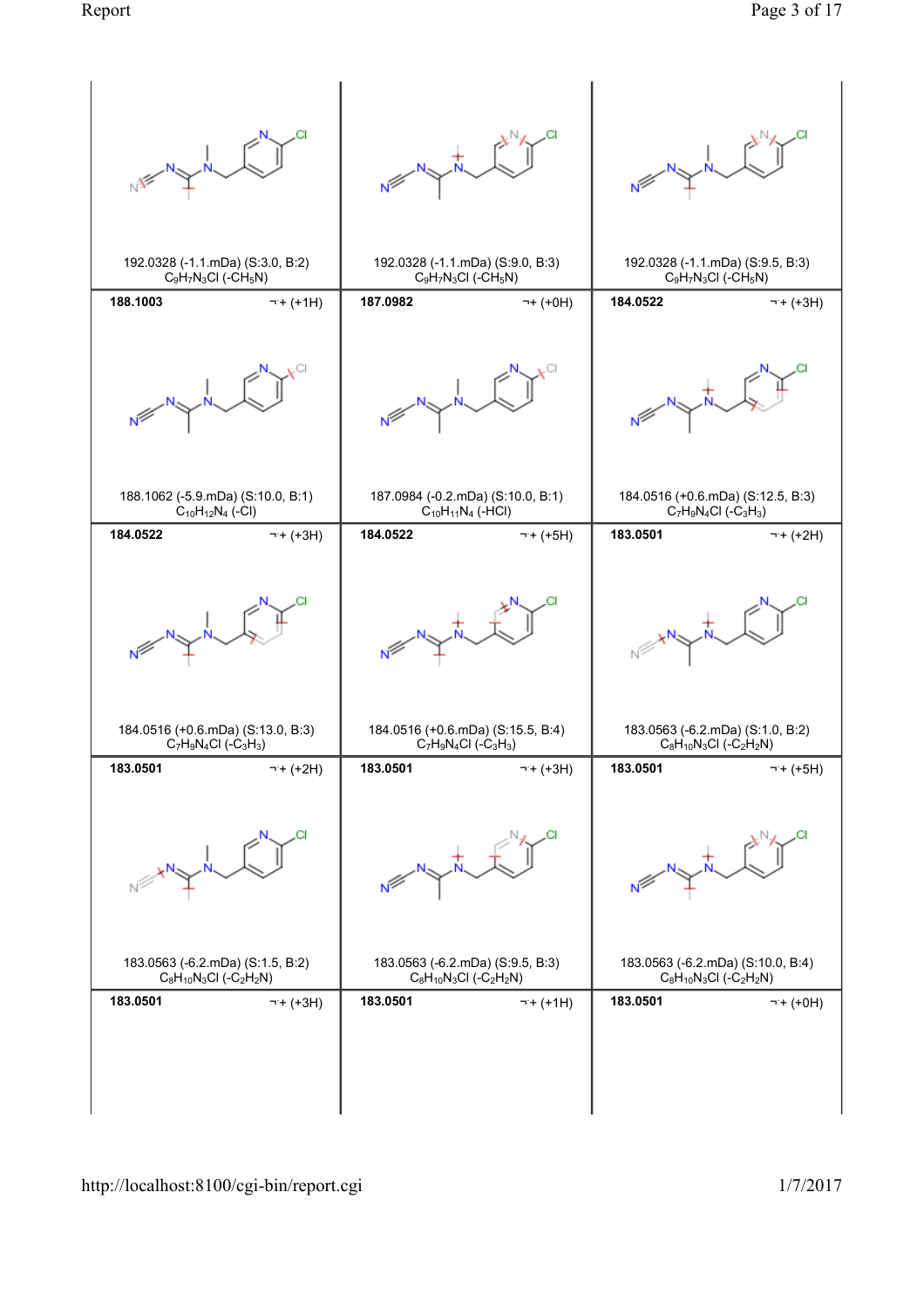| | | |
|---|---|---|
| 192.0328 (-1.1.mDa) (S:3.0, B:2) $C_9H_7N_3Cl$ (-$CH_5N$) | 192.0328 (-1.1.mDa) (S:9.0, B:3) $C_9H_7N_3Cl$ (-$CH_5N$) | 192.0328 (-1.1.mDa) (S:9.5, B:3) $C_9H_7N_3Cl$ (-$CH_5N$) |
| **188.1003** ¬+ (+1H) | **187.0982** ¬+ (+0H) | **184.0522** ¬+ (+3H) |
| 188.1062 (-5.9.mDa) (S:10.0, B:1) $C_{10}H_{12}N_4$ (-Cl) | 187.0984 (-0.2.mDa) (S:10.0, B:1) $C_{10}H_{11}N_4$ (-HCl) | 184.0516 (+0.6.mDa) (S:12.5, B:3) $C_7H_9N_4Cl$ (-$C_3H_3$) |
| **184.0522** ¬+ (+3H) | **184.0522** ¬+ (+5H) | **183.0501** ¬+ (+2H) |
| 184.0516 (+0.6.mDa) (S:13.0, B:3) $C_7H_9N_4Cl$ (-$C_3H_3$) | 184.0516 (+0.6.mDa) (S:15.5, B:4) $C_7H_9N_4Cl$ (-$C_3H_3$) | 183.0563 (-6.2.mDa) (S:1.0, B:2) $C_8H_{10}N_3Cl$ (-$C_2H_2N$) |
| **183.0501** ¬+ (+2H) | **183.0501** ¬+ (+3H) | **183.0501** ¬+ (+5H) |
| 183.0563 (-6.2.mDa) (S:1.5, B:2) $C_8H_{10}N_3Cl$ (-$C_2H_2N$) | 183.0563 (-6.2.mDa) (S:9.5, B:3) $C_8H_{10}N_3Cl$ (-$C_2H_2N$) | 183.0563 (-6.2.mDa) (S:10.0, B:4) $C_8H_{10}N_3Cl$ (-$C_2H_2N$) |
| **183.0501** ¬+ (+3H) | **183.0501** ¬+ (+1H) | **183.0501** ¬+ (+0H) |

http://localhost:8100/cgi-bin/report.cgi 1/7/2017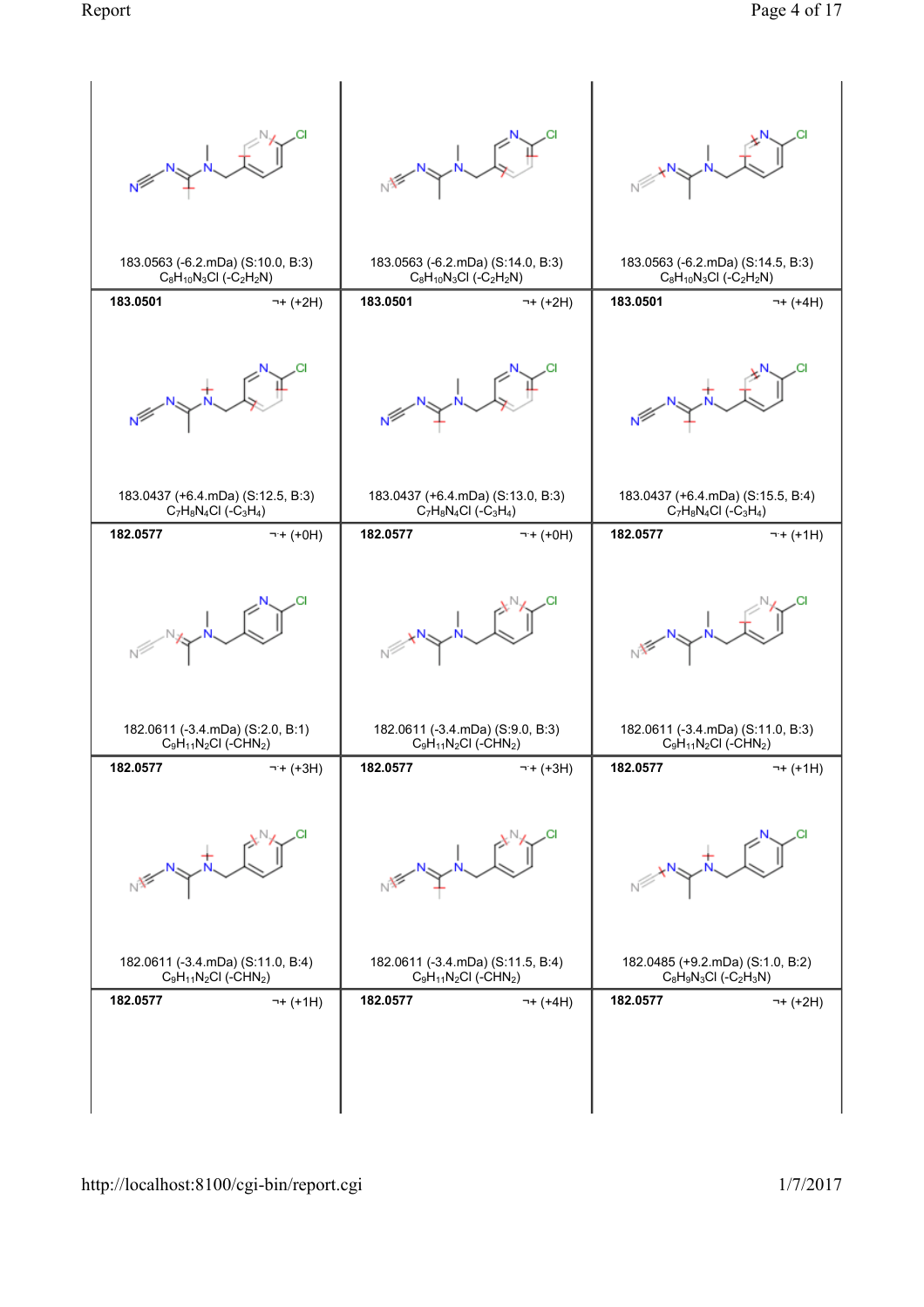| | | |
|---|---|---|
| 183.0563 (-6.2.mDa) (S:10.0, B:3) $C_8H_{10}N_3Cl$ (-$C_2H_2N$) | 183.0563 (-6.2.mDa) (S:14.0, B:3) $C_8H_{10}N_3Cl$ (-$C_2H_2N$) | 183.0563 (-6.2.mDa) (S:14.5, B:3) $C_8H_{10}N_3Cl$ (-$C_2H_2N$) |
| **183.0501** ¬+ (+2H) | **183.0501** ¬+ (+2H) | **183.0501** ¬+ (+4H) |
| 183.0437 (+6.4.mDa) (S:12.5, B:3) $C_7H_8N_4Cl$ (-$C_3H_4$) | 183.0437 (+6.4.mDa) (S:13.0, B:3) $C_7H_8N_4Cl$ (-$C_3H_4$) | 183.0437 (+6.4.mDa) (S:15.5, B:4) $C_7H_8N_4Cl$ (-$C_3H_4$) |
| **182.0577** ¬+ (+0H) | **182.0577** ¬+ (+0H) | **182.0577** ¬+ (+1H) |
| 182.0611 (-3.4.mDa) (S:2.0, B:1) $C_9H_{11}N_2Cl$ (-$CHN_2$) | 182.0611 (-3.4.mDa) (S:9.0, B:3) $C_9H_{11}N_2Cl$ (-$CHN_2$) | 182.0611 (-3.4.mDa) (S:11.0, B:3) $C_9H_{11}N_2Cl$ (-$CHN_2$) |
| **182.0577** ¬+ (+3H) | **182.0577** ¬+ (+3H) | **182.0577** ¬+ (+1H) |
| 182.0611 (-3.4.mDa) (S:11.0, B:4) $C_9H_{11}N_2Cl$ (-$CHN_2$) | 182.0611 (-3.4.mDa) (S:11.5, B:4) $C_9H_{11}N_2Cl$ (-$CHN_2$) | 182.0485 (+9.2.mDa) (S:1.0, B:2) $C_8H_9N_3Cl$ (-$C_2H_3N$) |
| **182.0577** ¬+ (+1H) | **182.0577** ¬+ (+4H) | **182.0577** ¬+ (+2H) |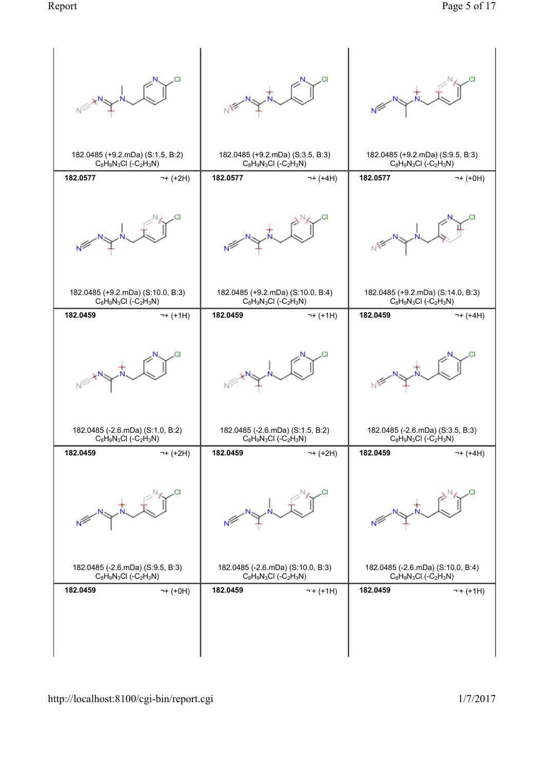| | | |
|---|---|---|
| 182.0485 (+9.2.mDa) (S:1.5, B:2) $C_8H_9N_3Cl$ (-$C_2H_3N$) | 182.0485 (+9.2.mDa) (S:3.5, B:3) $C_8H_9N_3Cl$ (-$C_2H_3N$) | 182.0485 (+9.2.mDa) (S:9.5, B:3) $C_8H_9N_3Cl$ (-$C_2H_3N$) |
| **182.0577** ¬+ (+2H) | **182.0577** ¬+ (+4H) | **182.0577** ¬+ (+0H) |
| 182.0485 (+9.2.mDa) (S:10.0, B:3) $C_8H_9N_3Cl$ (-$C_2H_3N$) | 182.0485 (+9.2.mDa) (S:10.0, B:4) $C_8H_9N_3Cl$ (-$C_2H_3N$) | 182.0485 (+9.2.mDa) (S:14.0, B:3) $C_8H_9N_3Cl$ (-$C_2H_3N$) |
| **182.0459** ¬+ (+1H) | **182.0459** ¬+ (+1H) | **182.0459** ¬+ (+4H) |
| 182.0485 (-2.6.mDa) (S:1.0, B:2) $C_8H_9N_3Cl$ (-$C_2H_3N$) | 182.0485 (-2.6.mDa) (S:1.5, B:2) $C_8H_9N_3Cl$ (-$C_2H_3N$) | 182.0485 (-2.6.mDa) (S:3.5, B:3) $C_8H_9N_3Cl$ (-$C_2H_3N$) |
| **182.0459** ¬+ (+2H) | **182.0459** ¬+ (+2H) | **182.0459** ¬+ (+4H) |
| 182.0485 (-2.6.mDa) (S:9.5, B:3) $C_8H_9N_3Cl$ (-$C_2H_3N$) | 182.0485 (-2.6.mDa) (S:10.0, B:3) $C_8H_9N_3Cl$ (-$C_2H_3N$) | 182.0485 (-2.6.mDa) (S:10.0, B:4) $C_8H_9N_3Cl$ (-$C_2H_3N$) |
| **182.0459** ¬+ (+0H) | **182.0459** ¬+ (+1H) | **182.0459** ¬+ (+1H) |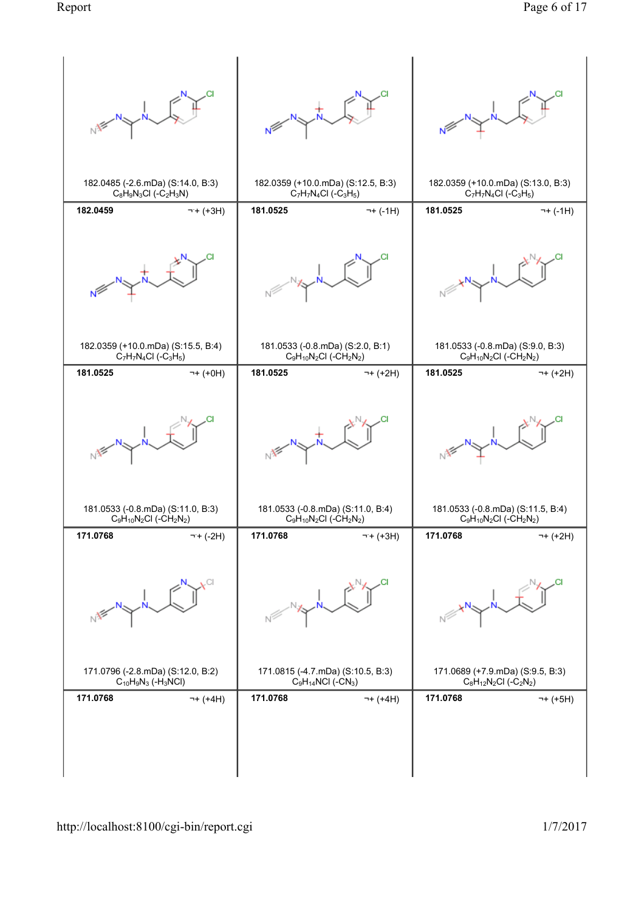| | | |
|---|---|---|
| 182.0485 (-2.6.mDa) (S:14.0, B:3) $C_8H_9N_3Cl$ (-$C_2H_3N$) | 182.0359 (+10.0.mDa) (S:12.5, B:3) $C_7H_7N_4Cl$ (-$C_3H_5$) | 182.0359 (+10.0.mDa) (S:13.0, B:3) $C_7H_7N_4Cl$ (-$C_3H_5$) |
| **182.0459** ¬+ (+3H) | **181.0525** ¬+ (-1H) | **181.0525** ¬+ (-1H) |
| 182.0359 (+10.0.mDa) (S:15.5, B:4) $C_7H_7N_4Cl$ (-$C_3H_5$) | 181.0533 (-0.8.mDa) (S:2.0, B:1) $C_9H_{10}N_2Cl$ (-$CH_2N_2$) | 181.0533 (-0.8.mDa) (S:9.0, B:3) $C_9H_{10}N_2Cl$ (-$CH_2N_2$) |
| **181.0525** ¬+ (+0H) | **181.0525** ¬+ (+2H) | **181.0525** ¬+ (+2H) |
| 181.0533 (-0.8.mDa) (S:11.0, B:3) $C_9H_{10}N_2Cl$ (-$CH_2N_2$) | 181.0533 (-0.8.mDa) (S:11.0, B:4) $C_9H_{10}N_2Cl$ (-$CH_2N_2$) | 181.0533 (-0.8.mDa) (S:11.5, B:4) $C_9H_{10}N_2Cl$ (-$CH_2N_2$) |
| **171.0768** ¬+ (-2H) | **171.0768** ¬+ (+3H) | **171.0768** ¬+ (+2H) |
| 171.0796 (-2.8.mDa) (S:12.0, B:2) $C_{10}H_9N_3$ (-$H_3NCl$) | 171.0815 (-4.7.mDa) (S:10.5, B:3) $C_9H_{14}NCl$ (-$CN_3$) | 171.0689 (+7.9.mDa) (S:9.5, B:3) $C_8H_{12}N_2Cl$ (-$C_2N_2$) |
| **171.0768** ¬+ (+4H) | **171.0768** ¬+ (+4H) | **171.0768** ¬+ (+5H) |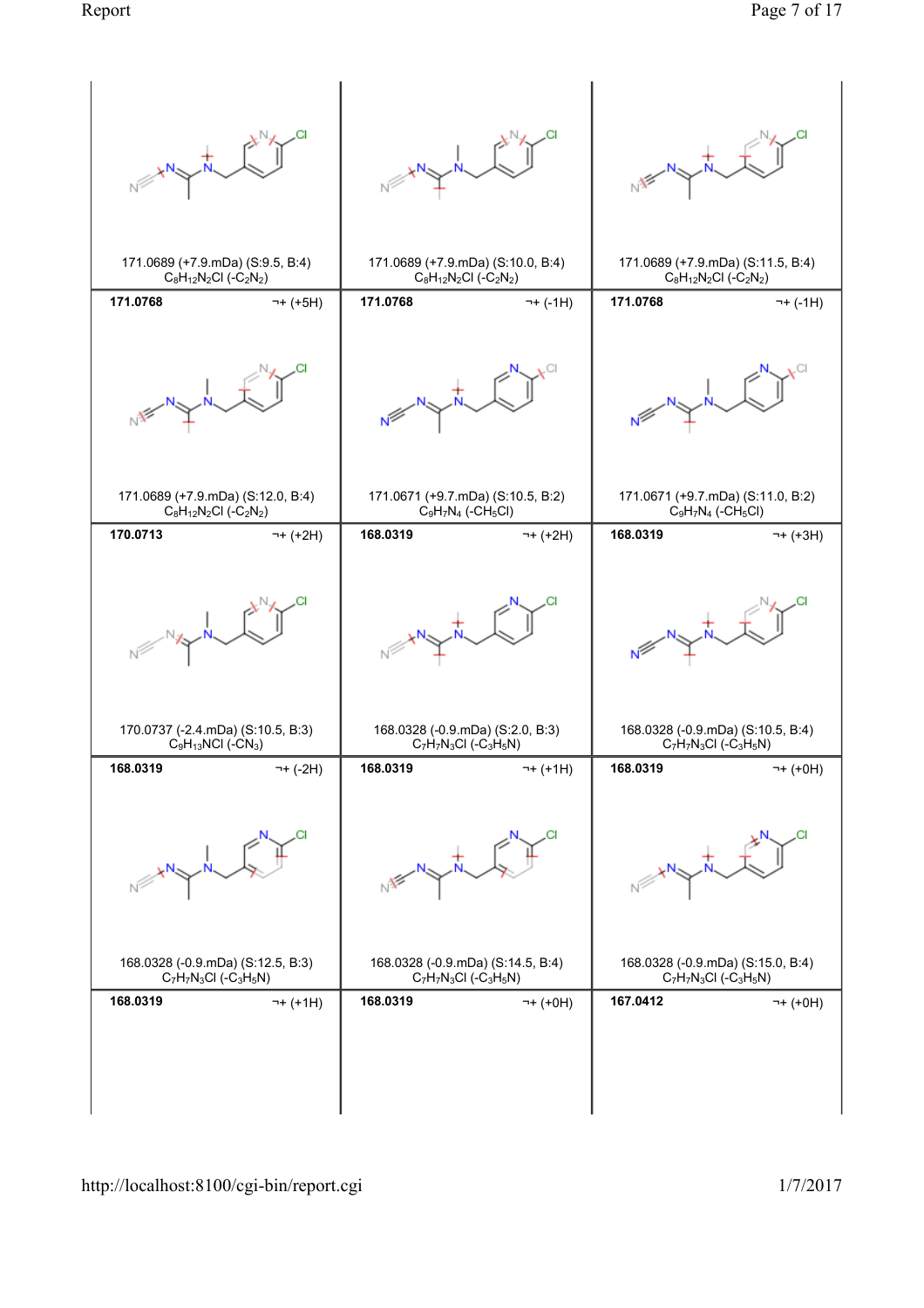| | | |
|---|---|---|
| 171.0689 (+7.9.mDa) (S:9.5, B:4) $C_8H_{12}N_2Cl$ (-$C_2N_2$) | 171.0689 (+7.9.mDa) (S:10.0, B:4) $C_8H_{12}N_2Cl$ (-$C_2N_2$) | 171.0689 (+7.9.mDa) (S:11.5, B:4) $C_8H_{12}N_2Cl$ (-$C_2N_2$) |
| **171.0768** ¬+ (+5H) | **171.0768** ¬+ (-1H) | **171.0768** ¬+ (-1H) |
| 171.0689 (+7.9.mDa) (S:12.0, B:4) $C_8H_{12}N_2Cl$ (-$C_2N_2$) | 171.0671 (+9.7.mDa) (S:10.5, B:2) $C_9H_7N_4$ (-$CH_5Cl$) | 171.0671 (+9.7.mDa) (S:11.0, B:2) $C_9H_7N_4$ (-$CH_5Cl$) |
| **170.0713** ¬+ (+2H) | **168.0319** ¬+ (+2H) | **168.0319** ¬+ (+3H) |
| 170.0737 (-2.4.mDa) (S:10.5, B:3) $C_9H_{13}NCl$ (-$CN_3$) | 168.0328 (-0.9.mDa) (S:2.0, B:3) $C_7H_7N_3Cl$ (-$C_3H_5N$) | 168.0328 (-0.9.mDa) (S:10.5, B:4) $C_7H_7N_3Cl$ (-$C_3H_5N$) |
| **168.0319** ¬+ (-2H) | **168.0319** ¬+ (+1H) | **168.0319** ¬+ (+0H) |
| 168.0328 (-0.9.mDa) (S:12.5, B:3) $C_7H_7N_3Cl$ (-$C_3H_5N$) | 168.0328 (-0.9.mDa) (S:14.5, B:4) $C_7H_7N_3Cl$ (-$C_3H_5N$) | 168.0328 (-0.9.mDa) (S:15.0, B:4) $C_7H_7N_3Cl$ (-$C_3H_5N$) |
| **168.0319** ¬+ (+1H) | **168.0319** ¬+ (+0H) | **167.0412** ¬+ (+0H) |

http://localhost:8100/cgi-bin/report.cgi 1/7/2017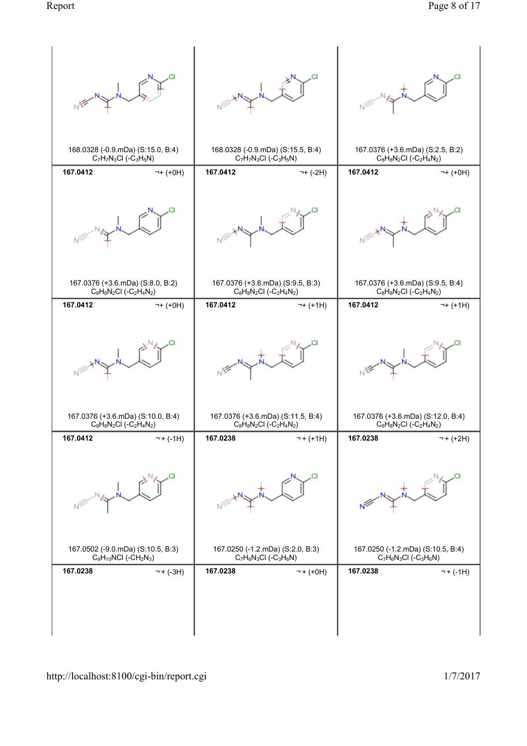| | | |
|---|---|---|
| 168.0328 (-0.9.mDa) (S:15.0, B:4) $C_7H_7N_3Cl$ (-$C_3H_5N$) | 168.0328 (-0.9.mDa) (S:15.5, B:4) $C_7H_7N_3Cl$ (-$C_3H_5N$) | 167.0376 (+3.6.mDa) (S:2.5, B:2) $C_8H_8N_2Cl$ (-$C_2H_4N_2$) |
| **167.0412** ¬+ (+0H) | **167.0412** ¬+ (-2H) | **167.0412** ¬+ (+0H) |
| 167.0376 (+3.6.mDa) (S:8.0, B:2) $C_8H_8N_2Cl$ (-$C_2H_4N_2$) | 167.0376 (+3.6.mDa) (S:9.5, B:3) $C_8H_8N_2Cl$ (-$C_2H_4N_2$) | 167.0376 (+3.6.mDa) (S:9.5, B:4) $C_8H_8N_2Cl$ (-$C_2H_4N_2$) |
| **167.0412** ¬+ (+0H) | **167.0412** ¬+ (+1H) | **167.0412** ¬+ (+1H) |
| 167.0376 (+3.6.mDa) (S:10.0, B:4) $C_8H_8N_2Cl$ (-$C_2H_4N_2$) | 167.0376 (+3.6.mDa) (S:11.5, B:4) $C_8H_8N_2Cl$ (-$C_2H_4N_2$) | 167.0376 (+3.6.mDa) (S:12.0, B:4) $C_8H_8N_2Cl$ (-$C_2H_4N_2$) |
| **167.0412** ¬+ (-1H) | **167.0238** ¬+ (+1H) | **167.0238** ¬+ (+2H) |
| 167.0502 (-9.0.mDa) (S:10.5, B:3) $C_9H_{10}NCl$ (-$CH_2N_3$) | 167.0250 (-1.2.mDa) (S:2.0, B:3) $C_7H_6N_3Cl$ (-$C_3H_6N$) | 167.0250 (-1.2.mDa) (S:10.5, B:4) $C_7H_6N_3Cl$ (-$C_3H_6N$) |
| **167.0238** ¬+ (-3H) | **167.0238** ¬+ (+0H) | **167.0238** ¬+ (-1H) |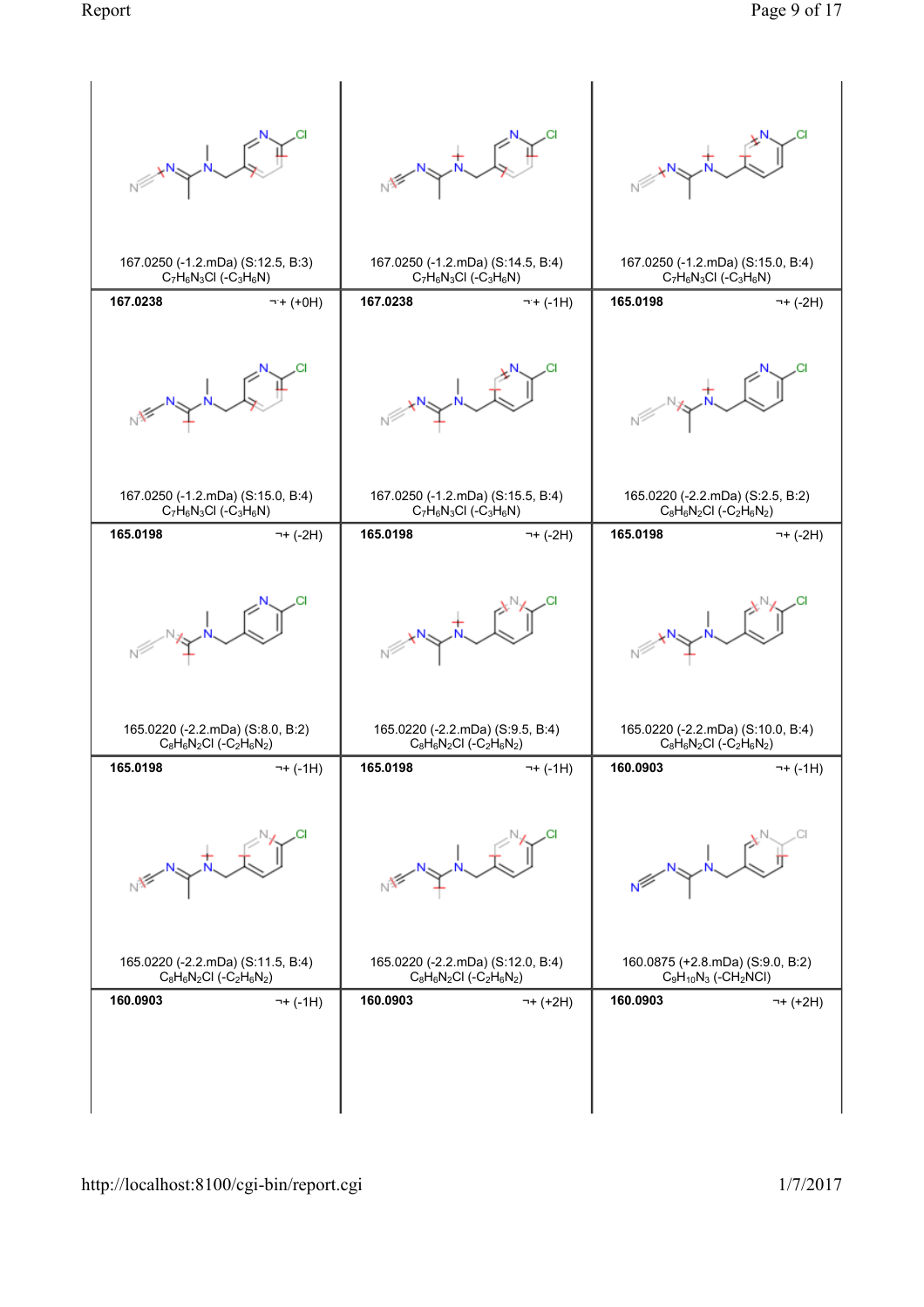| | | |
|---|---|---|
| 167.0250 (-1.2.mDa) (S:12.5, B:3) $C_7H_6N_3Cl$ (-$C_3H_6N$) | 167.0250 (-1.2.mDa) (S:14.5, B:4) $C_7H_6N_3Cl$ (-$C_3H_6N$) | 167.0250 (-1.2.mDa) (S:15.0, B:4) $C_7H_6N_3Cl$ (-$C_3H_6N$) |
| **167.0238** ¬+ (+0H) | **167.0238** ¬+ (-1H) | **165.0198** ¬+ (-2H) |
| 167.0250 (-1.2.mDa) (S:15.0, B:4) $C_7H_6N_3Cl$ (-$C_3H_6N$) | 167.0250 (-1.2.mDa) (S:15.5, B:4) $C_7H_6N_3Cl$ (-$C_3H_6N$) | 165.0220 (-2.2.mDa) (S:2.5, B:2) $C_8H_6N_2Cl$ (-$C_2H_6N_2$) |
| **165.0198** ¬+ (-2H) | **165.0198** ¬+ (-2H) | **165.0198** ¬+ (-2H) |
| 165.0220 (-2.2.mDa) (S:8.0, B:2) $C_8H_6N_2Cl$ (-$C_2H_6N_2$) | 165.0220 (-2.2.mDa) (S:9.5, B:4) $C_8H_6N_2Cl$ (-$C_2H_6N_2$) | 165.0220 (-2.2.mDa) (S:10.0, B:4) $C_8H_6N_2Cl$ (-$C_2H_6N_2$) |
| **165.0198** ¬+ (-1H) | **165.0198** ¬+ (-1H) | **160.0903** ¬+ (-1H) |
| 165.0220 (-2.2.mDa) (S:11.5, B:4) $C_8H_6N_2Cl$ (-$C_2H_6N_2$) | 165.0220 (-2.2.mDa) (S:12.0, B:4) $C_8H_6N_2Cl$ (-$C_2H_6N_2$) | 160.0875 (+2.8.mDa) (S:9.0, B:2) $C_9H_{10}N_3$ (-$CH_2NCl$) |
| **160.0903** ¬+ (-1H) | **160.0903** ¬+ (+2H) | **160.0903** ¬+ (+2H) |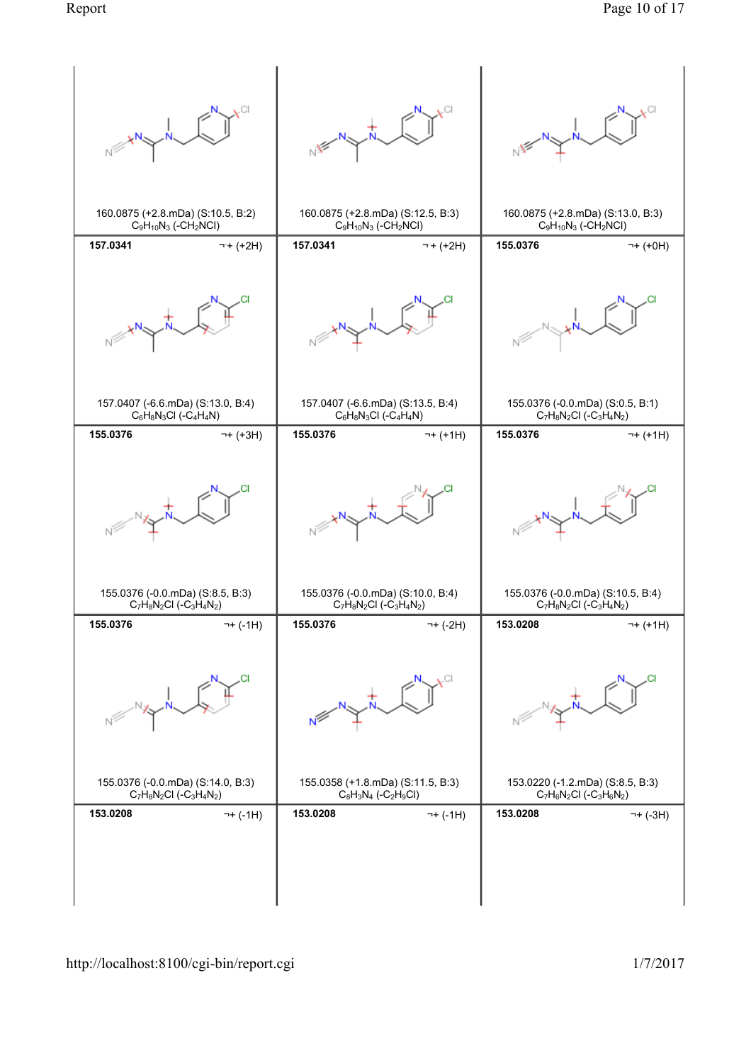| | | |
|---|---|---|
| 160.0875 (+2.8.mDa) (S:10.5, B:2) $C_9H_{10}N_3$ (-$CH_2NCl$) | 160.0875 (+2.8.mDa) (S:12.5, B:3) $C_9H_{10}N_3$ (-$CH_2NCl$) | 160.0875 (+2.8.mDa) (S:13.0, B:3) $C_9H_{10}N_3$ (-$CH_2NCl$) |
| **157.0341** ¬+ (+2H) | **157.0341** ¬+ (+2H) | **155.0376** ¬+ (+0H) |
| 157.0407 (-6.6.mDa) (S:13.0, B:4) $C_6H_8N_3Cl$ (-$C_4H_4N$) | 157.0407 (-6.6.mDa) (S:13.5, B:4) $C_6H_8N_3Cl$ (-$C_4H_4N$) | 155.0376 (-0.0.mDa) (S:0.5, B:1) $C_7H_8N_2Cl$ (-$C_3H_4N_2$) |
| **155.0376** ¬+ (+3H) | **155.0376** ¬+ (+1H) | **155.0376** ¬+ (+1H) |
| 155.0376 (-0.0.mDa) (S:8.5, B:3) $C_7H_8N_2Cl$ (-$C_3H_4N_2$) | 155.0376 (-0.0.mDa) (S:10.0, B:4) $C_7H_8N_2Cl$ (-$C_3H_4N_2$) | 155.0376 (-0.0.mDa) (S:10.5, B:4) $C_7H_8N_2Cl$ (-$C_3H_4N_2$) |
| **155.0376** ¬+ (-1H) | **155.0376** ¬+ (-2H) | **153.0208** ¬+ (+1H) |
| 155.0376 (-0.0.mDa) (S:14.0, B:3) $C_7H_8N_2Cl$ (-$C_3H_4N_2$) | 155.0358 (+1.8.mDa) (S:11.5, B:3) $C_8H_3N_4$ (-$C_2H_9Cl$) | 153.0220 (-1.2.mDa) (S:8.5, B:3) $C_7H_6N_2Cl$ (-$C_3H_6N_2$) |
| **153.0208** ¬+ (-1H) | **153.0208** ¬+ (-1H) | **153.0208** ¬+ (-3H) |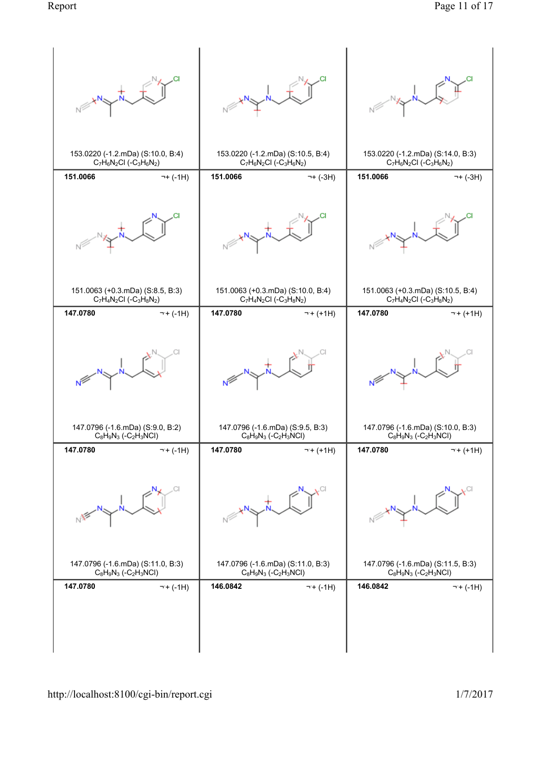| | | |
|---|---|---|
| 153.0220 (-1.2.mDa) (S:10.0, B:4) $C_7H_6N_2Cl$ (-$C_3H_6N_2$) | 153.0220 (-1.2.mDa) (S:10.5, B:4) $C_7H_6N_2Cl$ (-$C_3H_6N_2$) | 153.0220 (-1.2.mDa) (S:14.0, B:3) $C_7H_6N_2Cl$ (-$C_3H_6N_2$) |
| **151.0066** ¬+ (-1H) | **151.0066** ¬+ (-3H) | **151.0066** ¬+ (-3H) |
| 151.0063 (+0.3.mDa) (S:8.5, B:3) $C_7H_4N_2Cl$ (-$C_3H_8N_2$) | 151.0063 (+0.3.mDa) (S:10.0, B:4) $C_7H_4N_2Cl$ (-$C_3H_8N_2$) | 151.0063 (+0.3.mDa) (S:10.5, B:4) $C_7H_4N_2Cl$ (-$C_3H_8N_2$) |
| **147.0780** ¬+ (-1H) | **147.0780** ¬+ (+1H) | **147.0780** ¬+ (+1H) |
| 147.0796 (-1.6.mDa) (S:9.0, B:2) $C_8H_9N_3$ (-$C_2H_3NCl$) | 147.0796 (-1.6.mDa) (S:9.5, B:3) $C_8H_9N_3$ (-$C_2H_3NCl$) | 147.0796 (-1.6.mDa) (S:10.0, B:3) $C_8H_9N_3$ (-$C_2H_3NCl$) |
| **147.0780** ¬+ (-1H) | **147.0780** ¬+ (+1H) | **147.0780** ¬+ (+1H) |
| 147.0796 (-1.6.mDa) (S:11.0, B:3) $C_8H_9N_3$ (-$C_2H_3NCl$) | 147.0796 (-1.6.mDa) (S:11.0, B:3) $C_8H_9N_3$ (-$C_2H_3NCl$) | 147.0796 (-1.6.mDa) (S:11.5, B:3) $C_8H_9N_3$ (-$C_2H_3NCl$) |
| **147.0780** ¬+ (-1H) | **146.0842** ¬+ (-1H) | **146.0842** ¬+ (-1H) |

http://localhost:8100/cgi-bin/report.cgi

1/7/2017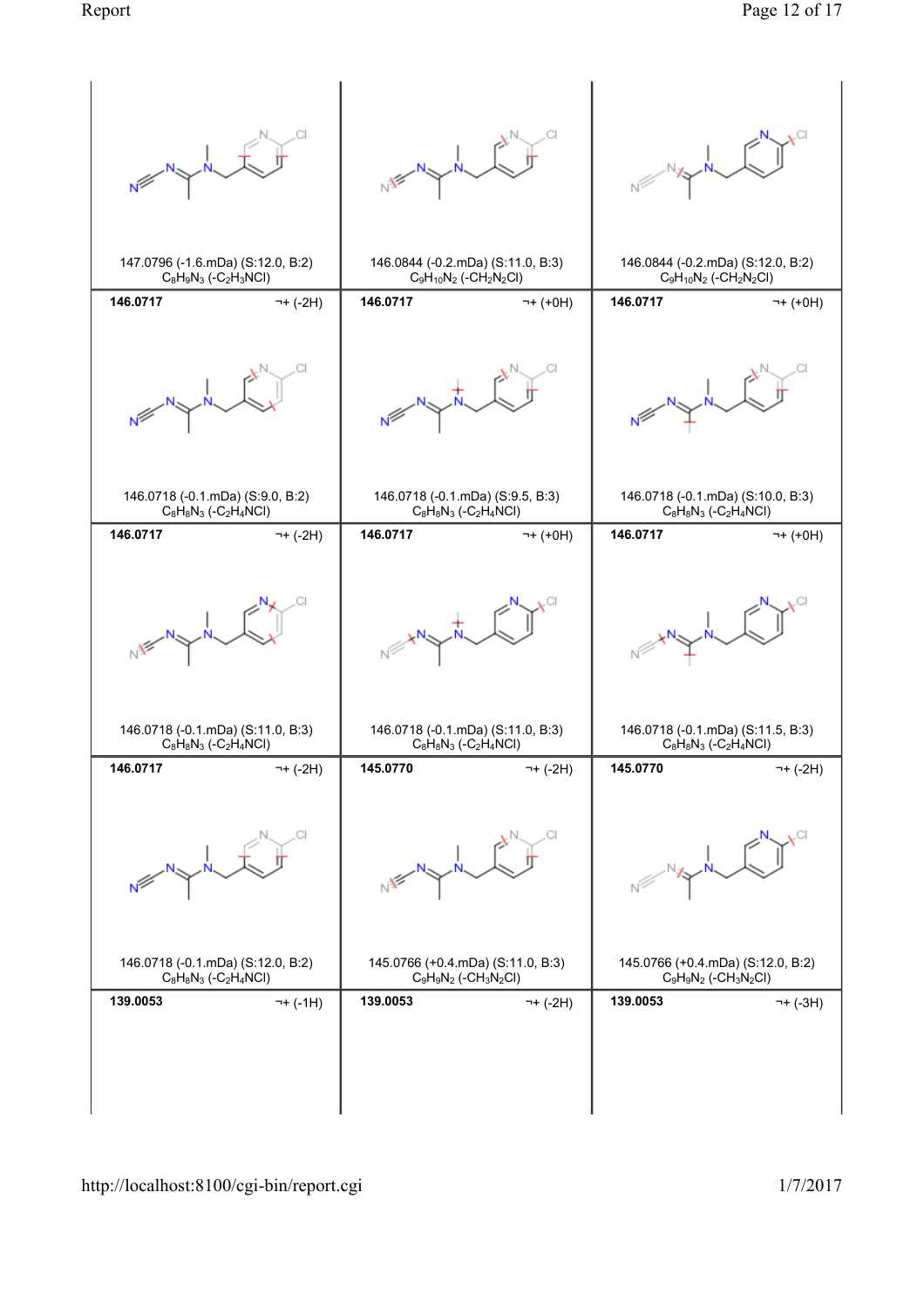| | | |
|---|---|---|
| 147.0796 (-1.6.mDa) (S:12.0, B:2) $C_8H_9N_3$ (-$C_2H_3NCl$) | 146.0844 (-0.2.mDa) (S:11.0, B:3) $C_9H_{10}N_2$ (-$CH_2N_2Cl$) | 146.0844 (-0.2.mDa) (S:12.0, B:2) $C_9H_{10}N_2$ (-$CH_2N_2Cl$) |
| **146.0717** ¬+ (-2H) | **146.0717** ¬+ (+0H) | **146.0717** ¬+ (+0H) |
| 146.0718 (-0.1.mDa) (S:9.0, B:2) $C_8H_8N_3$ (-$C_2H_4NCl$) | 146.0718 (-0.1.mDa) (S:9.5, B:3) $C_8H_8N_3$ (-$C_2H_4NCl$) | 146.0718 (-0.1.mDa) (S:10.0, B:3) $C_8H_8N_3$ (-$C_2H_4NCl$) |
| **146.0717** ¬+ (-2H) | **146.0717** ¬+ (+0H) | **146.0717** ¬+ (+0H) |
| 146.0718 (-0.1.mDa) (S:11.0, B:3) $C_8H_8N_3$ (-$C_2H_4NCl$) | 146.0718 (-0.1.mDa) (S:11.0, B:3) $C_8H_8N_3$ (-$C_2H_4NCl$) | 146.0718 (-0.1.mDa) (S:11.5, B:3) $C_8H_8N_3$ (-$C_2H_4NCl$) |
| **146.0717** ¬+ (-2H) | **145.0770** ¬+ (-2H) | **145.0770** ¬+ (-2H) |
| 146.0718 (-0.1.mDa) (S:12.0, B:2) $C_8H_8N_3$ (-$C_2H_4NCl$) | 145.0766 (+0.4.mDa) (S:11.0, B:3) $C_9H_9N_2$ (-$CH_3N_2Cl$) | 145.0766 (+0.4.mDa) (S:12.0, B:2) $C_9H_9N_2$ (-$CH_3N_2Cl$) |
| **139.0053** ¬+ (-1H) | **139.0053** ¬+ (-2H) | **139.0053** ¬+ (-3H) |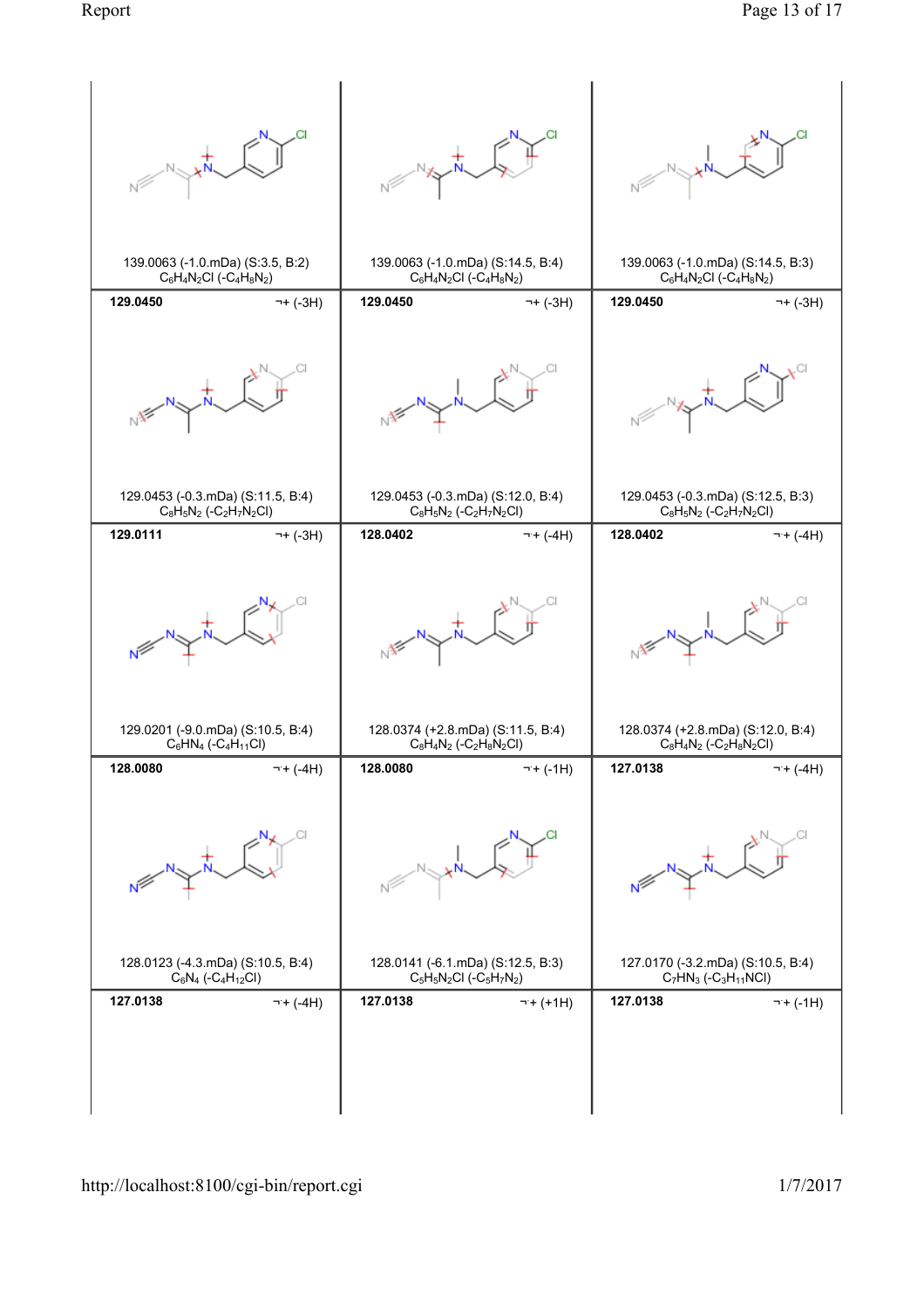| | | |
|---|---|---|
| 139.0063 (-1.0.mDa) (S:3.5, B:2) $C_6H_4N_2Cl$ (-$C_4H_8N_2$) | 139.0063 (-1.0.mDa) (S:14.5, B:4) $C_6H_4N_2Cl$ (-$C_4H_8N_2$) | 139.0063 (-1.0.mDa) (S:14.5, B:3) $C_6H_4N_2Cl$ (-$C_4H_8N_2$) |
| **129.0450** ¬+ (-3H) | **129.0450** ¬+ (-3H) | **129.0450** ¬+ (-3H) |
| 129.0453 (-0.3.mDa) (S:11.5, B:4) $C_8H_5N_2$ (-$C_2H_7N_2Cl$) | 129.0453 (-0.3.mDa) (S:12.0, B:4) $C_8H_5N_2$ (-$C_2H_7N_2Cl$) | 129.0453 (-0.3.mDa) (S:12.5, B:3) $C_8H_5N_2$ (-$C_2H_7N_2Cl$) |
| **129.0111** ¬+ (-3H) | **128.0402** ¬+ (-4H) | **128.0402** ¬+ (-4H) |
| 129.0201 (-9.0.mDa) (S:10.5, B:4) $C_6HN_4$ (-$C_4H_{11}Cl$) | 128.0374 (+2.8.mDa) (S:11.5, B:4) $C_8H_4N_2$ (-$C_2H_8N_2Cl$) | 128.0374 (+2.8.mDa) (S:12.0, B:4) $C_8H_4N_2$ (-$C_2H_8N_2Cl$) |
| **128.0080** ¬+ (-4H) | **128.0080** ¬+ (-1H) | **127.0138** ¬+ (-4H) |
| 128.0123 (-4.3.mDa) (S:10.5, B:4) $C_6N_4$ (-$C_4H_{12}Cl$) | 128.0141 (-6.1.mDa) (S:12.5, B:3) $C_5H_5N_2Cl$ (-$C_5H_7N_2$) | 127.0170 (-3.2.mDa) (S:10.5, B:4) $C_7HN_3$ (-$C_3H_{11}NCl$) |
| **127.0138** ¬+ (-4H) | **127.0138** ¬+ (+1H) | **127.0138** ¬+ (-1H) |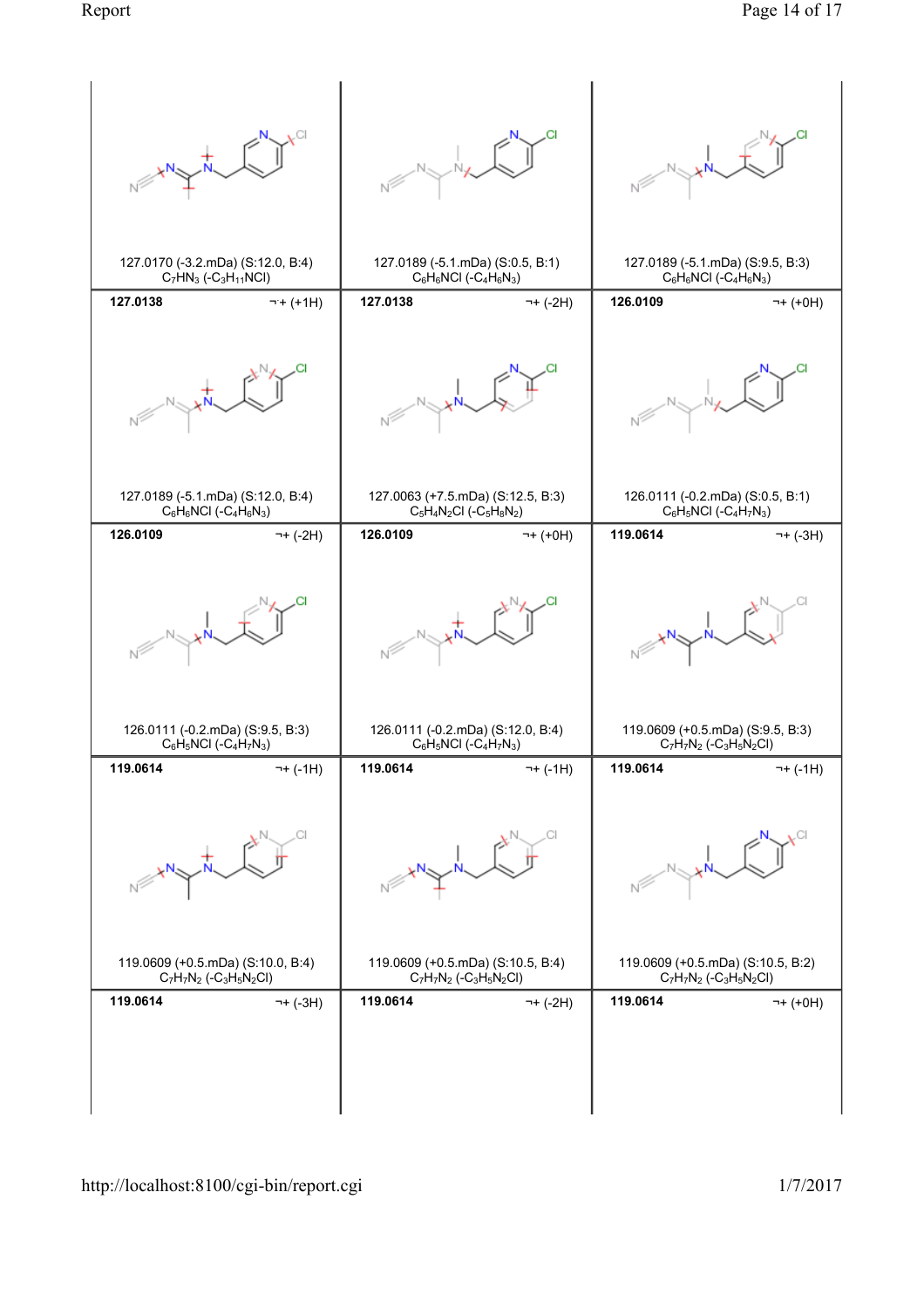| | | |
|---|---|---|
| 127.0170 (-3.2.mDa) (S:12.0, B:4) $C_7HN_3$ (-$C_3H_{11}NCl$) | 127.0189 (-5.1.mDa) (S:0.5, B:1) $C_6H_6NCl$ (-$C_4H_6N_3$) | 127.0189 (-5.1.mDa) (S:9.5, B:3) $C_6H_6NCl$ (-$C_4H_6N_3$) |
| **127.0138** ¬+ (+1H) | **127.0138** ¬+ (-2H) | **126.0109** ¬+ (+0H) |
| 127.0189 (-5.1.mDa) (S:12.0, B:4) $C_6H_6NCl$ (-$C_4H_6N_3$) | 127.0063 (+7.5.mDa) (S:12.5, B:3) $C_5H_4N_2Cl$ (-$C_5H_8N_2$) | 126.0111 (-0.2.mDa) (S:0.5, B:1) $C_6H_5NCl$ (-$C_4H_7N_3$) |
| **126.0109** ¬+ (-2H) | **126.0109** ¬+ (+0H) | **119.0614** ¬+ (-3H) |
| 126.0111 (-0.2.mDa) (S:9.5, B:3) $C_6H_5NCl$ (-$C_4H_7N_3$) | 126.0111 (-0.2.mDa) (S:12.0, B:4) $C_6H_5NCl$ (-$C_4H_7N_3$) | 119.0609 (+0.5.mDa) (S:9.5, B:3) $C_7H_7N_2$ (-$C_3H_5N_2Cl$) |
| **119.0614** ¬+ (-1H) | **119.0614** ¬+ (-1H) | **119.0614** ¬+ (-1H) |
| 119.0609 (+0.5.mDa) (S:10.0, B:4) $C_7H_7N_2$ (-$C_3H_5N_2Cl$) | 119.0609 (+0.5.mDa) (S:10.5, B:4) $C_7H_7N_2$ (-$C_3H_5N_2Cl$) | 119.0609 (+0.5.mDa) (S:10.5, B:2) $C_7H_7N_2$ (-$C_3H_5N_2Cl$) |
| **119.0614** ¬+ (-3H) | **119.0614** ¬+ (-2H) | **119.0614** ¬+ (+0H) |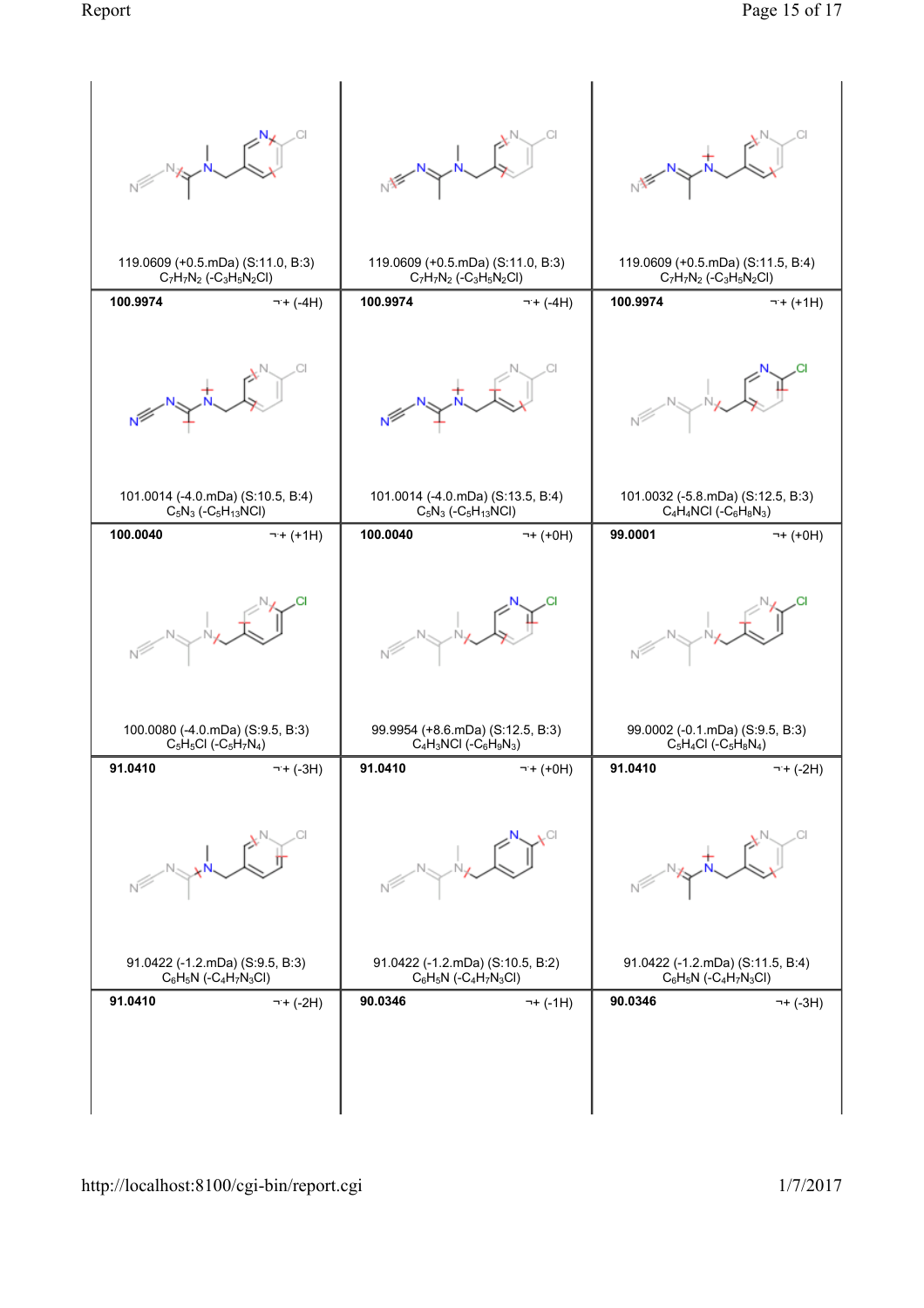| | | |
|---|---|---|
| 119.0609 (+0.5.mDa) (S:11.0, B:3) $C_7H_7N_2$ (-$C_3H_5N_2Cl$) | 119.0609 (+0.5.mDa) (S:11.0, B:3) $C_7H_7N_2$ (-$C_3H_5N_2Cl$) | 119.0609 (+0.5.mDa) (S:11.5, B:4) $C_7H_7N_2$ (-$C_3H_5N_2Cl$) |
| **100.9974** ¬+ (-4H) | **100.9974** ¬+ (-4H) | **100.9974** ¬+ (+1H) |
| 101.0014 (-4.0.mDa) (S:10.5, B:4) $C_5N_3$ (-$C_5H_{13}NCl$) | 101.0014 (-4.0.mDa) (S:13.5, B:4) $C_5N_3$ (-$C_5H_{13}NCl$) | 101.0032 (-5.8.mDa) (S:12.5, B:3) $C_4H_4NCl$ (-$C_6H_8N_3$) |
| **100.0040** ¬+ (+1H) | **100.0040** ¬+ (+0H) | **99.0001** ¬+ (+0H) |
| 100.0080 (-4.0.mDa) (S:9.5, B:3) $C_5H_5Cl$ (-$C_5H_7N_4$) | 99.9954 (+8.6.mDa) (S:12.5, B:3) $C_4H_3NCl$ (-$C_6H_9N_3$) | 99.0002 (-0.1.mDa) (S:9.5, B:3) $C_5H_4Cl$ (-$C_5H_8N_4$) |
| **91.0410** ¬+ (-3H) | **91.0410** ¬+ (+0H) | **91.0410** ¬+ (-2H) |
| 91.0422 (-1.2.mDa) (S:9.5, B:3) $C_6H_5N$ (-$C_4H_7N_3Cl$) | 91.0422 (-1.2.mDa) (S:10.5, B:2) $C_6H_5N$ (-$C_4H_7N_3Cl$) | 91.0422 (-1.2.mDa) (S:11.5, B:4) $C_6H_5N$ (-$C_4H_7N_3Cl$) |
| **91.0410** ¬+ (-2H) | **90.0346** ¬+ (-1H) | **90.0346** ¬+ (-3H) |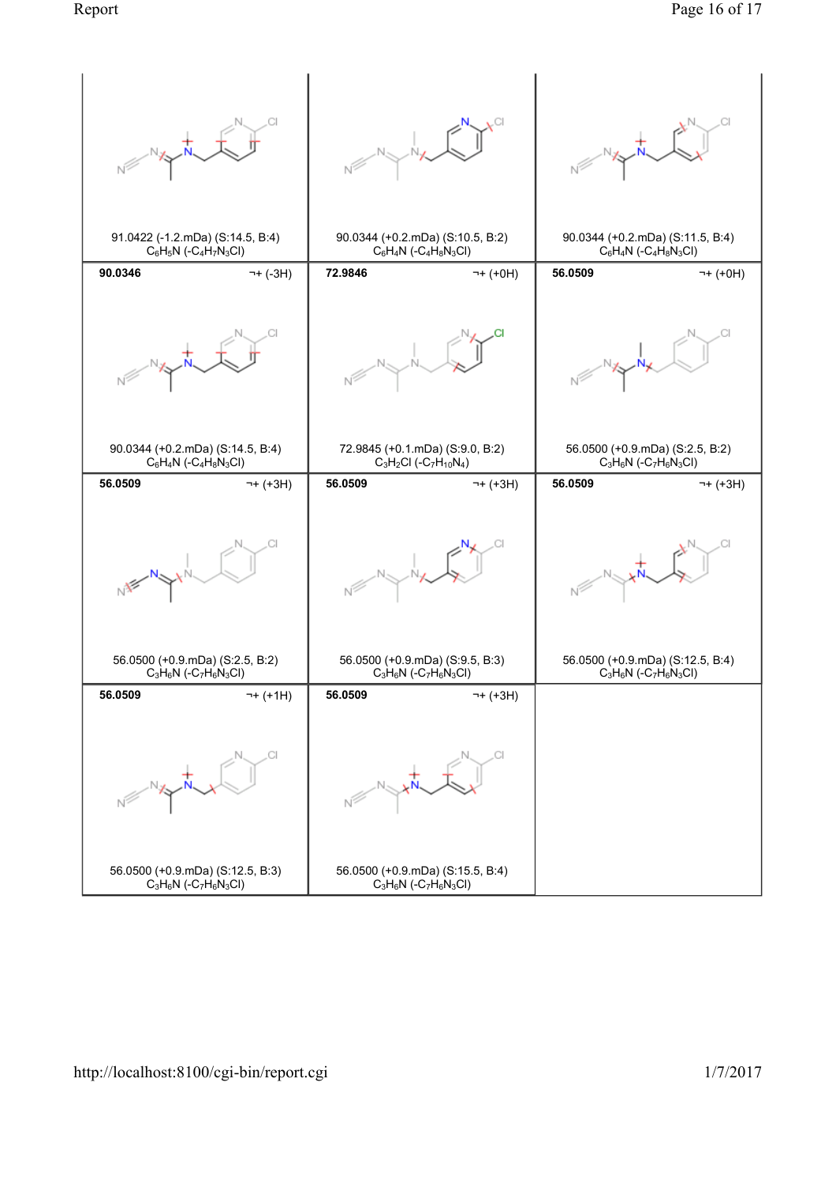| | | |
|---|---|---|
| 91.0422 (-1.2.mDa) (S:14.5, B:4) $C_6H_5N$ (-$C_4H_7N_3Cl$) | 90.0344 (+0.2.mDa) (S:10.5, B:2) $C_6H_4N$ (-$C_4H_8N_3Cl$) | 90.0344 (+0.2.mDa) (S:11.5, B:4) $C_6H_4N$ (-$C_4H_8N_3Cl$) |
| **90.0346** ¬+ (-3H) | **72.9846** ¬+ (+0H) | **56.0509** ¬+ (+0H) |
| 90.0344 (+0.2.mDa) (S:14.5, B:4) $C_6H_4N$ (-$C_4H_8N_3Cl$) | 72.9845 (+0.1.mDa) (S:9.0, B:2) $C_3H_2Cl$ (-$C_7H_{10}N_4$) | 56.0500 (+0.9.mDa) (S:2.5, B:2) $C_3H_6N$ (-$C_7H_6N_3Cl$) |
| **56.0509** ¬+ (+3H) | **56.0509** ¬+ (+3H) | **56.0509** ¬+ (+3H) |
| 56.0500 (+0.9.mDa) (S:2.5, B:2) $C_3H_6N$ (-$C_7H_6N_3Cl$) | 56.0500 (+0.9.mDa) (S:9.5, B:3) $C_3H_6N$ (-$C_7H_6N_3Cl$) | 56.0500 (+0.9.mDa) (S:12.5, B:4) $C_3H_6N$ (-$C_7H_6N_3Cl$) |
| **56.0509** ¬+ (+1H) | **56.0509** ¬+ (+3H) | |
| 56.0500 (+0.9.mDa) (S:12.5, B:3) $C_3H_6N$ (-$C_7H_6N_3Cl$) | 56.0500 (+0.9.mDa) (S:15.5, B:4) $C_3H_6N$ (-$C_7H_6N_3Cl$) | |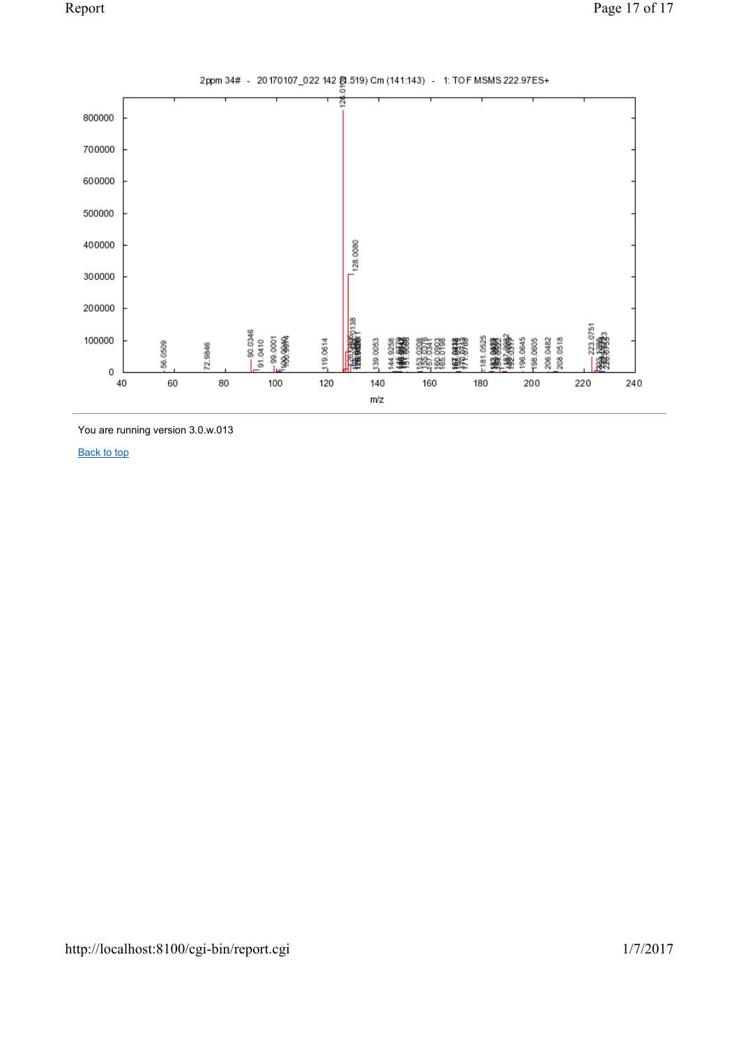2ppm 34# - 20170107_022 142 (1.519) Cm (141:143) - 1: TOF MSMS 222.97ES+

800000
700000
600000
500000
400000
300000
200000
100000
0

40 60 80 100 120 140 160 180 200 220 240

m/z

56.0509
72.9846
90.0346
91.0410
99.0001
100.9974
119.0614
126.01
128.0080
139.0053
144.9258
153.0208
160.0903
165.0198
181.0525
196.0645
198.0605
206.0482
208.0518
223.0751

You are running version 3.0.w.013

Back to top

http://localhost:8100/cgi-bin/report.cgi 1/7/2017